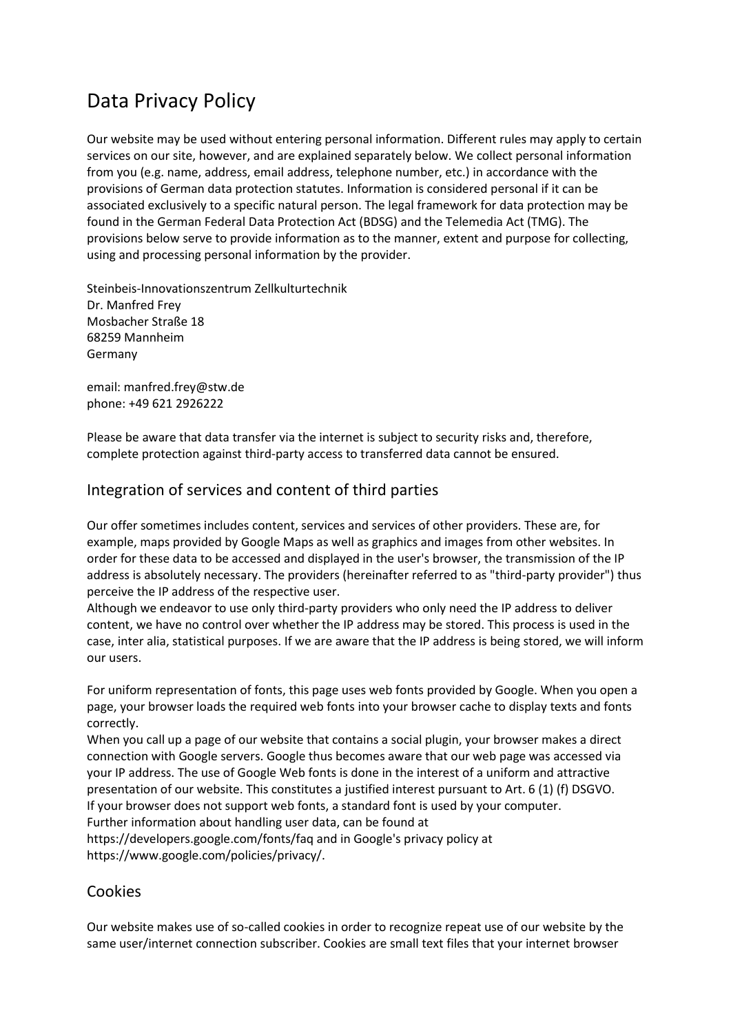# Data Privacy Policy

Our website may be used without entering personal information. Different rules may apply to certain services on our site, however, and are explained separately below. We collect personal information from you (e.g. name, address, email address, telephone number, etc.) in accordance with the provisions of German data protection statutes. Information is considered personal if it can be associated exclusively to a specific natural person. The legal framework for data protection may be found in the German Federal Data Protection Act (BDSG) and the Telemedia Act (TMG). The provisions below serve to provide information as to the manner, extent and purpose for collecting, using and processing personal information by the provider.

Steinbeis-Innovationszentrum Zellkulturtechnik
Dr. Manfred Frey
Mosbacher Straße 18
68259 Mannheim
Germany

email: manfred.frey@stw.de
phone: +49 621 2926222

Please be aware that data transfer via the internet is subject to security risks and, therefore, complete protection against third-party access to transferred data cannot be ensured.

## Integration of services and content of third parties

Our offer sometimes includes content, services and services of other providers. These are, for example, maps provided by Google Maps as well as graphics and images from other websites. In order for these data to be accessed and displayed in the user's browser, the transmission of the IP address is absolutely necessary. The providers (hereinafter referred to as "third-party provider") thus perceive the IP address of the respective user.
Although we endeavor to use only third-party providers who only need the IP address to deliver content, we have no control over whether the IP address may be stored. This process is used in the case, inter alia, statistical purposes. If we are aware that the IP address is being stored, we will inform our users.

For uniform representation of fonts, this page uses web fonts provided by Google. When you open a page, your browser loads the required web fonts into your browser cache to display texts and fonts correctly.
When you call up a page of our website that contains a social plugin, your browser makes a direct connection with Google servers. Google thus becomes aware that our web page was accessed via your IP address. The use of Google Web fonts is done in the interest of a uniform and attractive presentation of our website. This constitutes a justified interest pursuant to Art. 6 (1) (f) DSGVO.
If your browser does not support web fonts, a standard font is used by your computer.
Further information about handling user data, can be found at
https://developers.google.com/fonts/faq and in Google's privacy policy at
https://www.google.com/policies/privacy/.

## Cookies

Our website makes use of so-called cookies in order to recognize repeat use of our website by the same user/internet connection subscriber. Cookies are small text files that your internet browser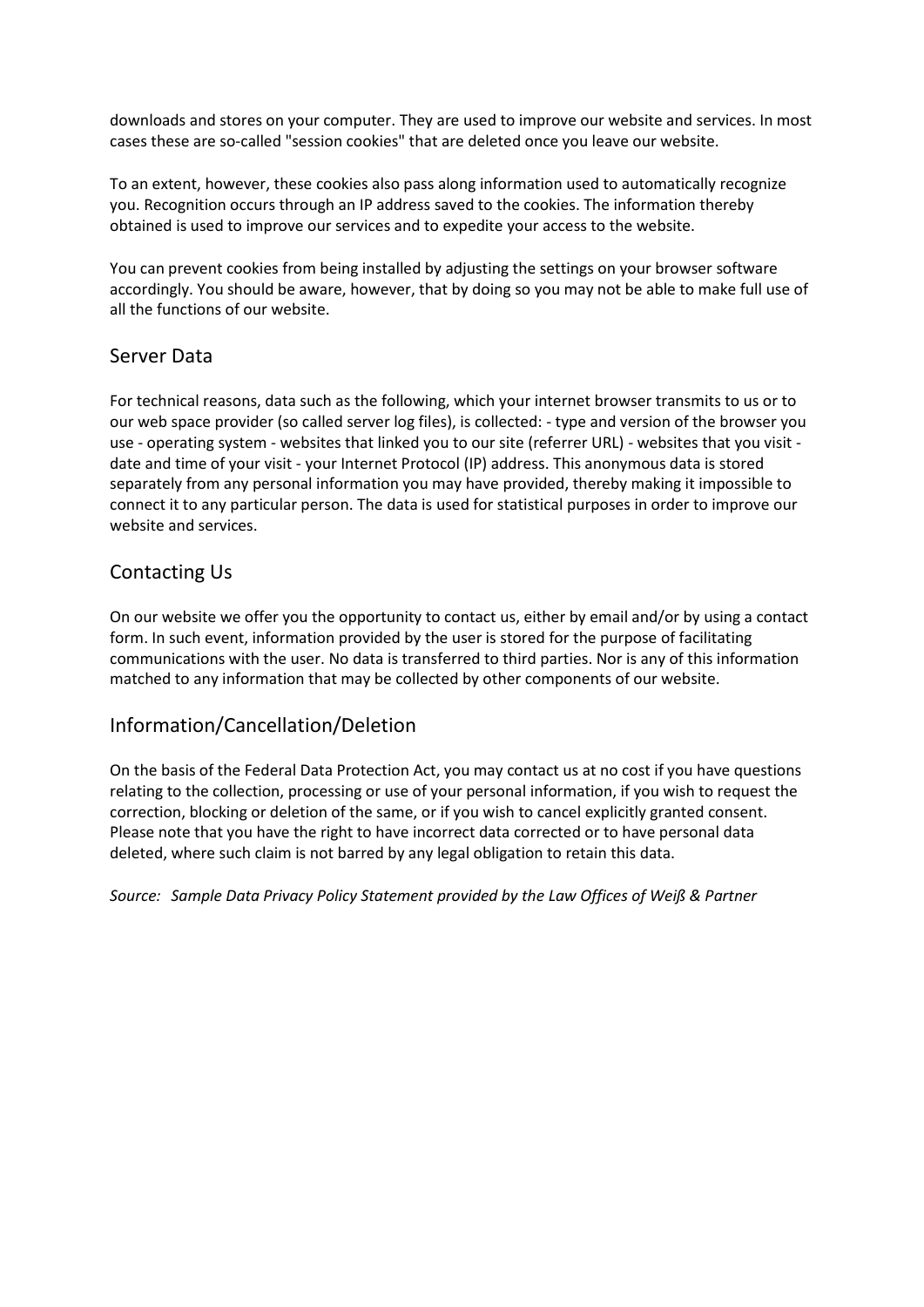downloads and stores on your computer. They are used to improve our website and services. In most cases these are so-called "session cookies" that are deleted once you leave our website.

To an extent, however, these cookies also pass along information used to automatically recognize you. Recognition occurs through an IP address saved to the cookies. The information thereby obtained is used to improve our services and to expedite your access to the website.

You can prevent cookies from being installed by adjusting the settings on your browser software accordingly. You should be aware, however, that by doing so you may not be able to make full use of all the functions of our website.

## Server Data

For technical reasons, data such as the following, which your internet browser transmits to us or to our web space provider (so called server log files), is collected: - type and version of the browser you use - operating system - websites that linked you to our site (referrer URL) - websites that you visit - date and time of your visit - your Internet Protocol (IP) address. This anonymous data is stored separately from any personal information you may have provided, thereby making it impossible to connect it to any particular person. The data is used for statistical purposes in order to improve our website and services.

## Contacting Us

On our website we offer you the opportunity to contact us, either by email and/or by using a contact form. In such event, information provided by the user is stored for the purpose of facilitating communications with the user. No data is transferred to third parties. Nor is any of this information matched to any information that may be collected by other components of our website.

## Information/Cancellation/Deletion

On the basis of the Federal Data Protection Act, you may contact us at no cost if you have questions relating to the collection, processing or use of your personal information, if you wish to request the correction, blocking or deletion of the same, or if you wish to cancel explicitly granted consent. Please note that you have the right to have incorrect data corrected or to have personal data deleted, where such claim is not barred by any legal obligation to retain this data.

*Source: Sample Data Privacy Policy Statement provided by the Law Offices of Weiß & Partner*